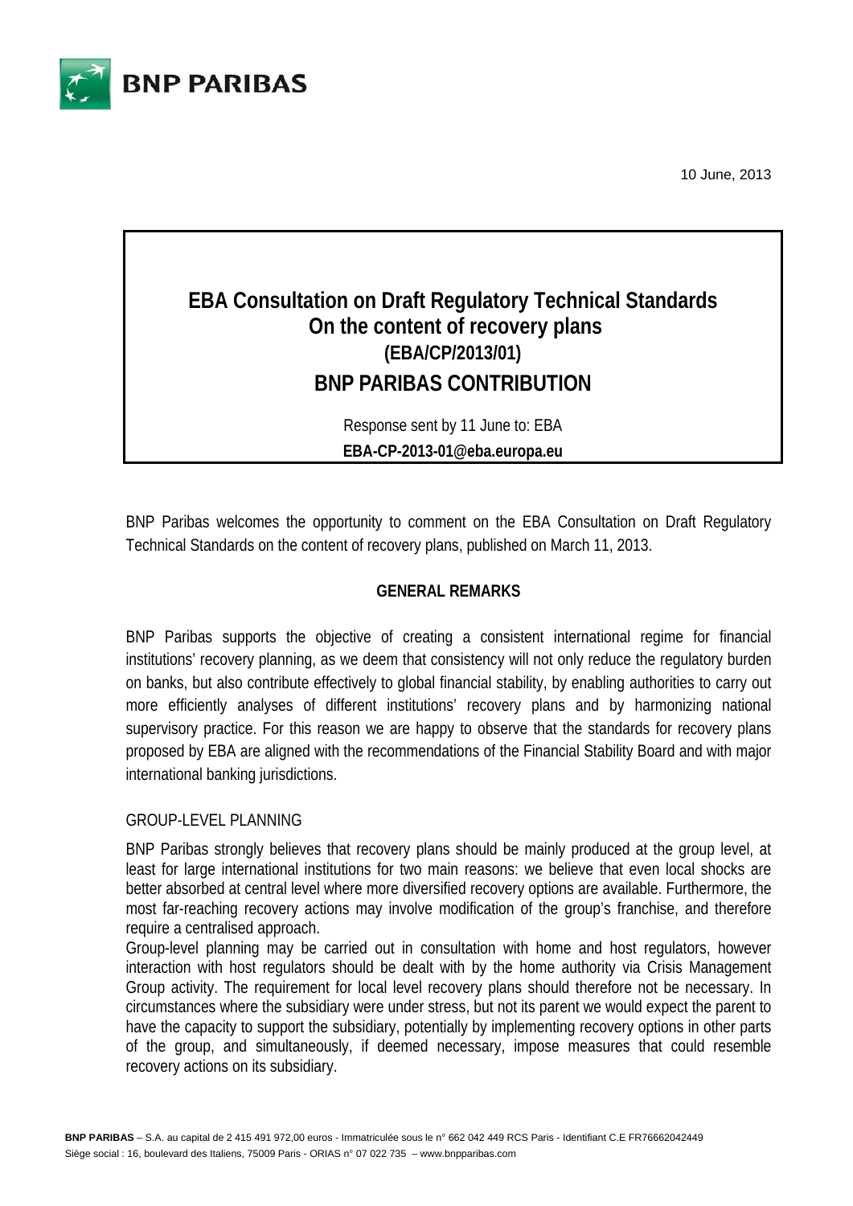10 June, 2013

# EBA Consultation on Draft Regulatory Technical Standards On the content of recovery plans (EBA/CP/2013/01)

## BNP PARIBAS CONTRIBUTION

Response sent by 11 June to: EBA

**EBA-CP-2013-01@eba.europa.eu**

BNP Paribas welcomes the opportunity to comment on the EBA Consultation on Draft Regulatory Technical Standards on the content of recovery plans, published on March 11, 2013.

### GENERAL REMARKS

BNP Paribas supports the objective of creating a consistent international regime for financial institutions' recovery planning, as we deem that consistency will not only reduce the regulatory burden on banks, but also contribute effectively to global financial stability, by enabling authorities to carry out more efficiently analyses of different institutions' recovery plans and by harmonizing national supervisory practice. For this reason we are happy to observe that the standards for recovery plans proposed by EBA are aligned with the recommendations of the Financial Stability Board and with major international banking jurisdictions.

#### GROUP-LEVEL PLANNING

BNP Paribas strongly believes that recovery plans should be mainly produced at the group level, at least for large international institutions for two main reasons: we believe that even local shocks are better absorbed at central level where more diversified recovery options are available. Furthermore, the most far-reaching recovery actions may involve modification of the group's franchise, and therefore require a centralised approach.

Group-level planning may be carried out in consultation with home and host regulators, however interaction with host regulators should be dealt with by the home authority via Crisis Management Group activity. The requirement for local level recovery plans should therefore not be necessary. In circumstances where the subsidiary were under stress, but not its parent we would expect the parent to have the capacity to support the subsidiary, potentially by implementing recovery options in other parts of the group, and simultaneously, if deemed necessary, impose measures that could resemble recovery actions on its subsidiary.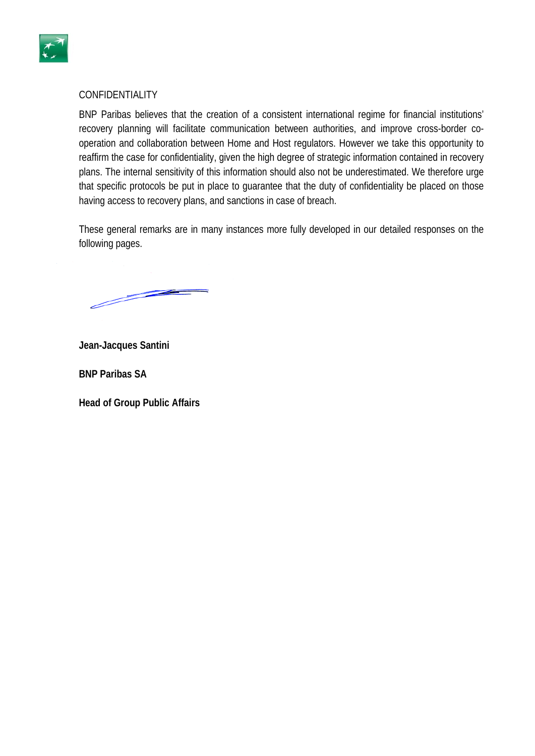CONFIDENTIALITY

BNP Paribas believes that the creation of a consistent international regime for financial institutions' recovery planning will facilitate communication between authorities, and improve cross-border co-operation and collaboration between Home and Host regulators. However we take this opportunity to reaffirm the case for confidentiality, given the high degree of strategic information contained in recovery plans. The internal sensitivity of this information should also not be underestimated. We therefore urge that specific protocols be put in place to guarantee that the duty of confidentiality be placed on those having access to recovery plans, and sanctions in case of breach.

These general remarks are in many instances more fully developed in our detailed responses on the following pages.

**Jean-Jacques Santini**

**BNP Paribas SA**

**Head of Group Public Affairs**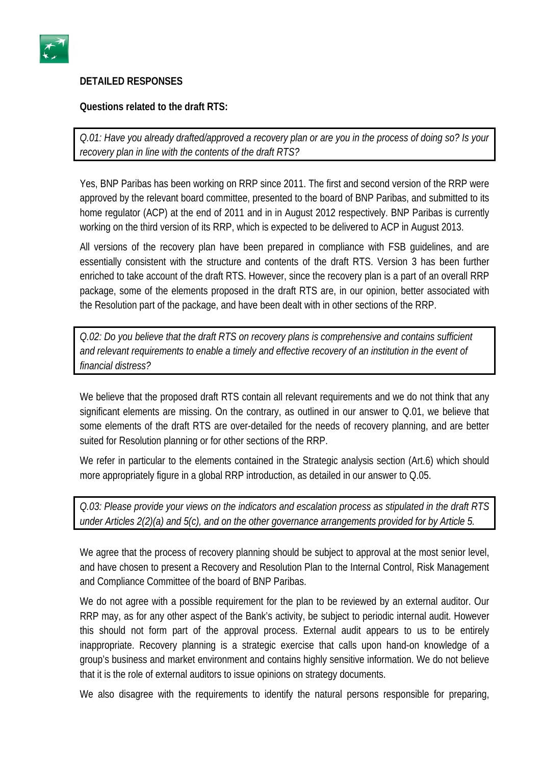**DETAILED RESPONSES**

**Questions related to the draft RTS:**

*Q.01: Have you already drafted/approved a recovery plan or are you in the process of doing so? Is your recovery plan in line with the contents of the draft RTS?*

Yes, BNP Paribas has been working on RRP since 2011. The first and second version of the RRP were approved by the relevant board committee, presented to the board of BNP Paribas, and submitted to its home regulator (ACP) at the end of 2011 and in in August 2012 respectively. BNP Paribas is currently working on the third version of its RRP, which is expected to be delivered to ACP in August 2013.

All versions of the recovery plan have been prepared in compliance with FSB guidelines, and are essentially consistent with the structure and contents of the draft RTS. Version 3 has been further enriched to take account of the draft RTS. However, since the recovery plan is a part of an overall RRP package, some of the elements proposed in the draft RTS are, in our opinion, better associated with the Resolution part of the package, and have been dealt with in other sections of the RRP.

*Q.02: Do you believe that the draft RTS on recovery plans is comprehensive and contains sufficient and relevant requirements to enable a timely and effective recovery of an institution in the event of financial distress?*

We believe that the proposed draft RTS contain all relevant requirements and we do not think that any significant elements are missing. On the contrary, as outlined in our answer to Q.01, we believe that some elements of the draft RTS are over-detailed for the needs of recovery planning, and are better suited for Resolution planning or for other sections of the RRP.

We refer in particular to the elements contained in the Strategic analysis section (Art.6) which should more appropriately figure in a global RRP introduction, as detailed in our answer to Q.05.

*Q.03: Please provide your views on the indicators and escalation process as stipulated in the draft RTS under Articles 2(2)(a) and 5(c), and on the other governance arrangements provided for by Article 5.*

We agree that the process of recovery planning should be subject to approval at the most senior level, and have chosen to present a Recovery and Resolution Plan to the Internal Control, Risk Management and Compliance Committee of the board of BNP Paribas.

We do not agree with a possible requirement for the plan to be reviewed by an external auditor. Our RRP may, as for any other aspect of the Bank's activity, be subject to periodic internal audit. However this should not form part of the approval process. External audit appears to us to be entirely inappropriate. Recovery planning is a strategic exercise that calls upon hand-on knowledge of a group's business and market environment and contains highly sensitive information. We do not believe that it is the role of external auditors to issue opinions on strategy documents.

We also disagree with the requirements to identify the natural persons responsible for preparing,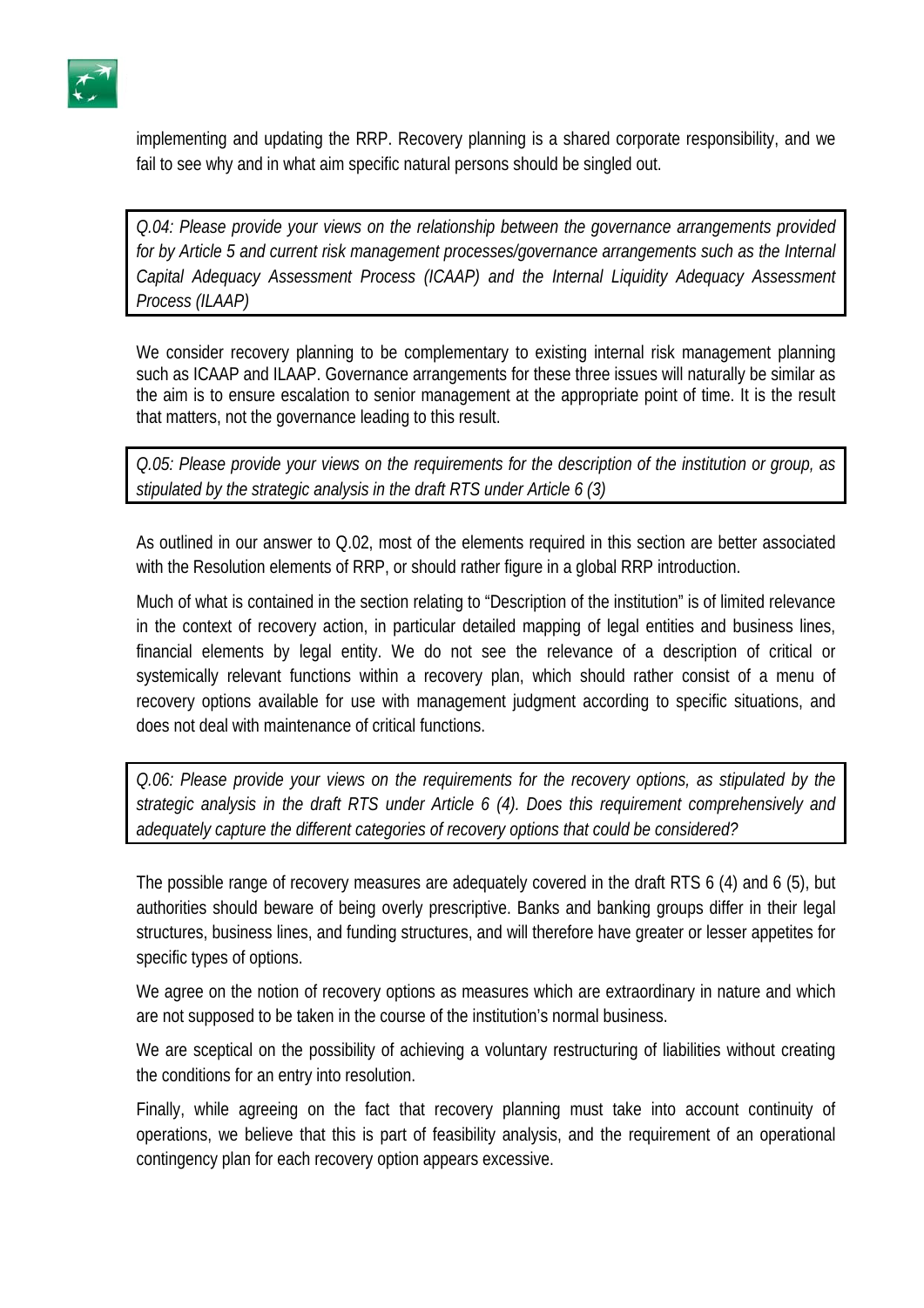implementing and updating the RRP. Recovery planning is a shared corporate responsibility, and we fail to see why and in what aim specific natural persons should be singled out.

> *Q.04: Please provide your views on the relationship between the governance arrangements provided for by Article 5 and current risk management processes/governance arrangements such as the Internal Capital Adequacy Assessment Process (ICAAP) and the Internal Liquidity Adequacy Assessment Process (ILAAP)*

We consider recovery planning to be complementary to existing internal risk management planning such as ICAAP and ILAAP. Governance arrangements for these three issues will naturally be similar as the aim is to ensure escalation to senior management at the appropriate point of time. It is the result that matters, not the governance leading to this result.

> *Q.05: Please provide your views on the requirements for the description of the institution or group, as stipulated by the strategic analysis in the draft RTS under Article 6 (3)*

As outlined in our answer to Q.02, most of the elements required in this section are better associated with the Resolution elements of RRP, or should rather figure in a global RRP introduction.

Much of what is contained in the section relating to “Description of the institution” is of limited relevance in the context of recovery action, in particular detailed mapping of legal entities and business lines, financial elements by legal entity. We do not see the relevance of a description of critical or systemically relevant functions within a recovery plan, which should rather consist of a menu of recovery options available for use with management judgment according to specific situations, and does not deal with maintenance of critical functions.

> *Q.06: Please provide your views on the requirements for the recovery options, as stipulated by the strategic analysis in the draft RTS under Article 6 (4). Does this requirement comprehensively and adequately capture the different categories of recovery options that could be considered?*

The possible range of recovery measures are adequately covered in the draft RTS 6 (4) and 6 (5), but authorities should beware of being overly prescriptive. Banks and banking groups differ in their legal structures, business lines, and funding structures, and will therefore have greater or lesser appetites for specific types of options.

We agree on the notion of recovery options as measures which are extraordinary in nature and which are not supposed to be taken in the course of the institution’s normal business.

We are sceptical on the possibility of achieving a voluntary restructuring of liabilities without creating the conditions for an entry into resolution.

Finally, while agreeing on the fact that recovery planning must take into account continuity of operations, we believe that this is part of feasibility analysis, and the requirement of an operational contingency plan for each recovery option appears excessive.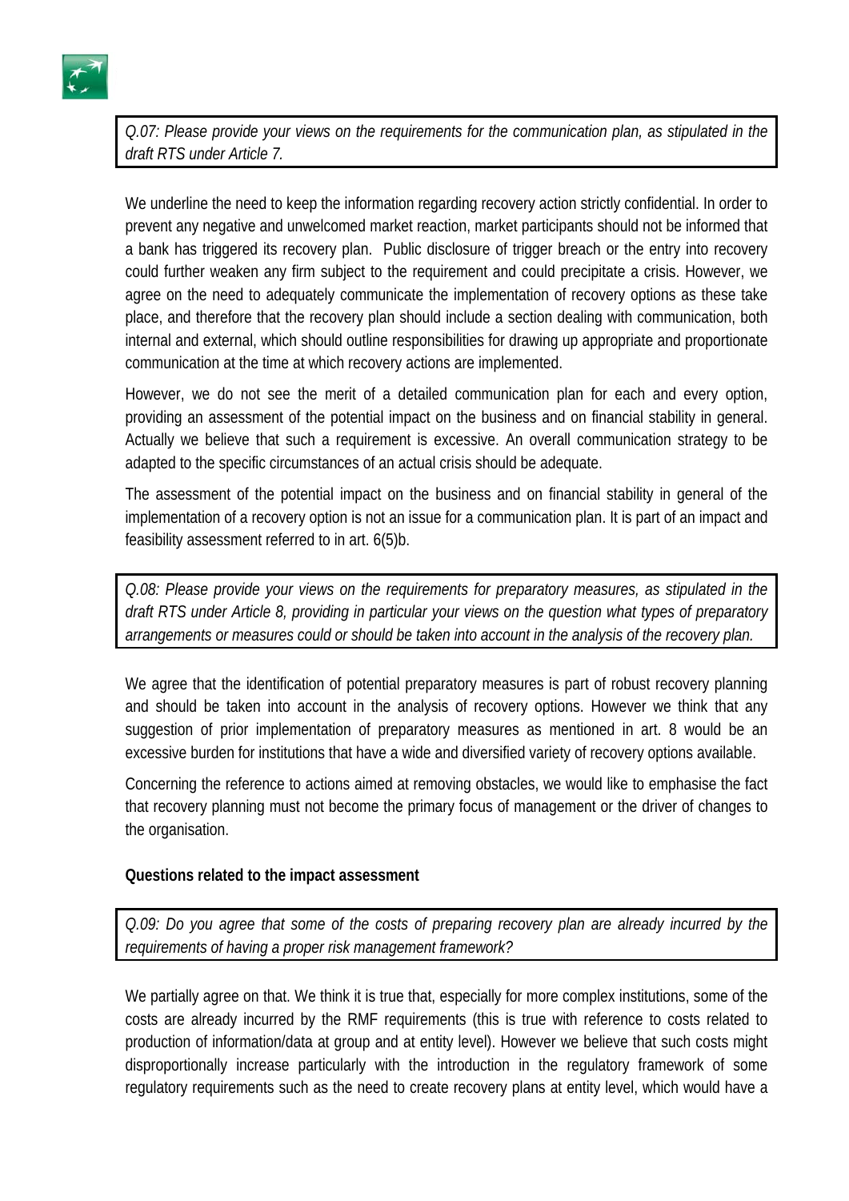*Q.07: Please provide your views on the requirements for the communication plan, as stipulated in the draft RTS under Article 7.*

We underline the need to keep the information regarding recovery action strictly confidential. In order to prevent any negative and unwelcomed market reaction, market participants should not be informed that a bank has triggered its recovery plan. Public disclosure of trigger breach or the entry into recovery could further weaken any firm subject to the requirement and could precipitate a crisis. However, we agree on the need to adequately communicate the implementation of recovery options as these take place, and therefore that the recovery plan should include a section dealing with communication, both internal and external, which should outline responsibilities for drawing up appropriate and proportionate communication at the time at which recovery actions are implemented.

However, we do not see the merit of a detailed communication plan for each and every option, providing an assessment of the potential impact on the business and on financial stability in general. Actually we believe that such a requirement is excessive. An overall communication strategy to be adapted to the specific circumstances of an actual crisis should be adequate.

The assessment of the potential impact on the business and on financial stability in general of the implementation of a recovery option is not an issue for a communication plan. It is part of an impact and feasibility assessment referred to in art. 6(5)b.

*Q.08: Please provide your views on the requirements for preparatory measures, as stipulated in the draft RTS under Article 8, providing in particular your views on the question what types of preparatory arrangements or measures could or should be taken into account in the analysis of the recovery plan.*

We agree that the identification of potential preparatory measures is part of robust recovery planning and should be taken into account in the analysis of recovery options. However we think that any suggestion of prior implementation of preparatory measures as mentioned in art. 8 would be an excessive burden for institutions that have a wide and diversified variety of recovery options available.

Concerning the reference to actions aimed at removing obstacles, we would like to emphasise the fact that recovery planning must not become the primary focus of management or the driver of changes to the organisation.

**Questions related to the impact assessment**

*Q.09: Do you agree that some of the costs of preparing recovery plan are already incurred by the requirements of having a proper risk management framework?*

We partially agree on that. We think it is true that, especially for more complex institutions, some of the costs are already incurred by the RMF requirements (this is true with reference to costs related to production of information/data at group and at entity level). However we believe that such costs might disproportionally increase particularly with the introduction in the regulatory framework of some regulatory requirements such as the need to create recovery plans at entity level, which would have a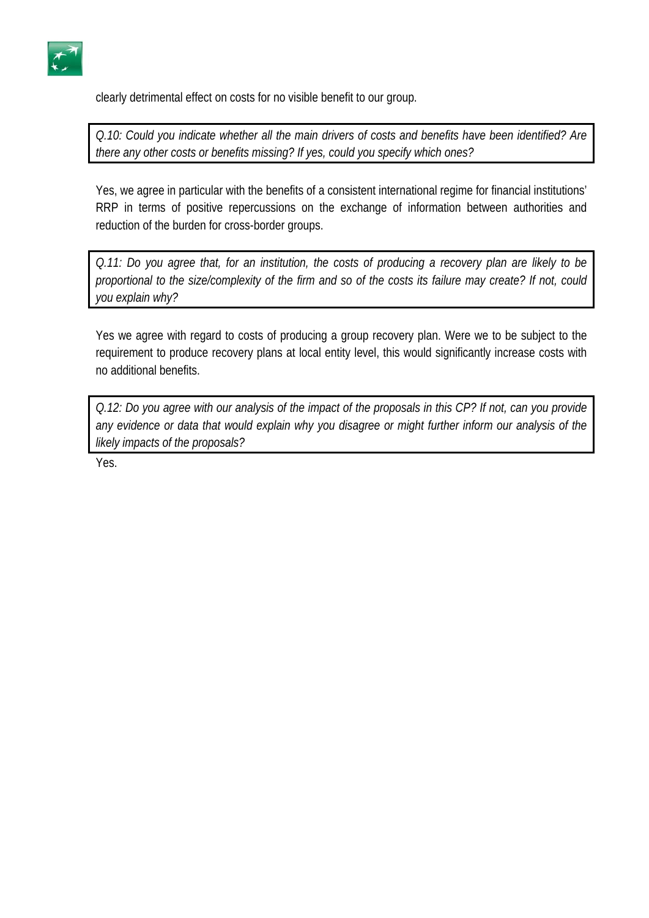clearly detrimental effect on costs for no visible benefit to our group.

*Q.10: Could you indicate whether all the main drivers of costs and benefits have been identified? Are there any other costs or benefits missing? If yes, could you specify which ones?*

Yes, we agree in particular with the benefits of a consistent international regime for financial institutions' RRP in terms of positive repercussions on the exchange of information between authorities and reduction of the burden for cross-border groups.

*Q.11: Do you agree that, for an institution, the costs of producing a recovery plan are likely to be proportional to the size/complexity of the firm and so of the costs its failure may create? If not, could you explain why?*

Yes we agree with regard to costs of producing a group recovery plan. Were we to be subject to the requirement to produce recovery plans at local entity level, this would significantly increase costs with no additional benefits.

*Q.12: Do you agree with our analysis of the impact of the proposals in this CP? If not, can you provide any evidence or data that would explain why you disagree or might further inform our analysis of the likely impacts of the proposals?*

Yes.